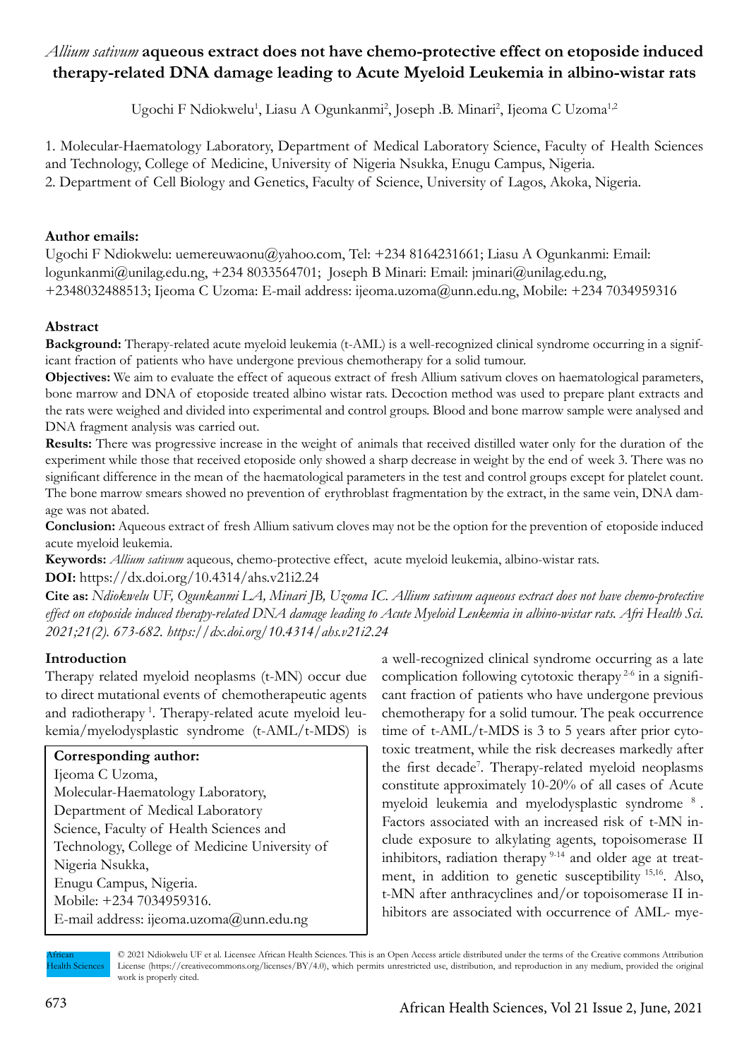# *Allium sativum* aqueous extract does not have chemo-protective effect on etoposide induced therapy-related DNA damage leading to Acute Myeloid Leukemia in albino-wistar rats

Ugochi F Ndiokwelu[1], Liasu A Ogunkanmi[2], Joseph .B. Minari[2], Ijeoma C Uzoma[1,2]

1. Molecular-Haematology Laboratory, Department of Medical Laboratory Science, Faculty of Health Sciences and Technology, College of Medicine, University of Nigeria Nsukka, Enugu Campus, Nigeria.
2. Department of Cell Biology and Genetics, Faculty of Science, University of Lagos, Akoka, Nigeria.

**Author emails:**

Ugochi F Ndiokwelu: uemereuwaonu@yahoo.com, Tel: +234 8164231661; Liasu A Ogunkanmi: Email: logunkanmi@unilag.edu.ng, +234 8033564701; Joseph B Minari: Email: jminari@unilag.edu.ng, +2348032488513; Ijeoma C Uzoma: E-mail address: ijeoma.uzoma@unn.edu.ng, Mobile: +234 7034959316

## Abstract

**Background:** Therapy-related acute myeloid leukemia (t-AML) is a well-recognized clinical syndrome occurring in a significant fraction of patients who have undergone previous chemotherapy for a solid tumour.

**Objectives:** We aim to evaluate the effect of aqueous extract of fresh Allium sativum cloves on haematological parameters, bone marrow and DNA of etoposide treated albino wistar rats. Decoction method was used to prepare plant extracts and the rats were weighed and divided into experimental and control groups. Blood and bone marrow sample were analysed and DNA fragment analysis was carried out.

**Results:** There was progressive increase in the weight of animals that received distilled water only for the duration of the experiment while those that received etoposide only showed a sharp decrease in weight by the end of week 3. There was no significant difference in the mean of the haematological parameters in the test and control groups except for platelet count. The bone marrow smears showed no prevention of erythroblast fragmentation by the extract, in the same vein, DNA damage was not abated.

**Conclusion:** Aqueous extract of fresh Allium sativum cloves may not be the option for the prevention of etoposide induced acute myeloid leukemia.

**Keywords:** *Allium sativum* aqueous, chemo-protective effect, acute myeloid leukemia, albino-wistar rats.

**DOI:** https://dx.doi.org/10.4314/ahs.v21i2.24

**Cite as:** *Ndiokwelu UF, Ogunkanmi LA, Minari JB, Uzoma IC. Allium sativum aqueous extract does not have chemo-protective effect on etoposide induced therapy-related DNA damage leading to Acute Myeloid Leukemia in albino-wistar rats. Afri Health Sci. 2021;21(2). 673-682. https://dx.doi.org/10.4314/ahs.v21i2.24*

## Introduction

Therapy related myeloid neoplasms (t-MN) occur due to direct mutational events of chemotherapeutic agents and radiotherapy [1]. Therapy-related acute myeloid leukemia/myelodysplastic syndrome (t-AML/t-MDS) is a well-recognized clinical syndrome occurring as a late complication following cytotoxic therapy [2-6] in a significant fraction of patients who have undergone previous chemotherapy for a solid tumour. The peak occurrence time of t-AML/t-MDS is 3 to 5 years after prior cytotoxic treatment, while the risk decreases markedly after the first decade[7]. Therapy-related myeloid neoplasms constitute approximately 10-20% of all cases of Acute myeloid leukemia and myelodysplastic syndrome [8]. Factors associated with an increased risk of t-MN include exposure to alkylating agents, topoisomerase II inhibitors, radiation therapy [9-14] and older age at treatment, in addition to genetic susceptibility [15,16]. Also, t-MN after anthracyclines and/or topoisomerase II inhibitors are associated with occurrence of AML- mye-

**Corresponding author:**
Ijeoma C Uzoma,
Molecular-Haematology Laboratory,
Department of Medical Laboratory
Science, Faculty of Health Sciences and
Technology, College of Medicine University of
Nigeria Nsukka,
Enugu Campus, Nigeria.
Mobile: +234 7034959316.
E-mail address: ijeoma.uzoma@unn.edu.ng

© 2021 Ndiokwelu UF et al. Licensee African Health Sciences. This is an Open Access article distributed under the terms of the Creative commons Attribution License (https://creativecommons.org/licenses/BY/4.0), which permits unrestricted use, distribution, and reproduction in any medium, provided the original work is properly cited.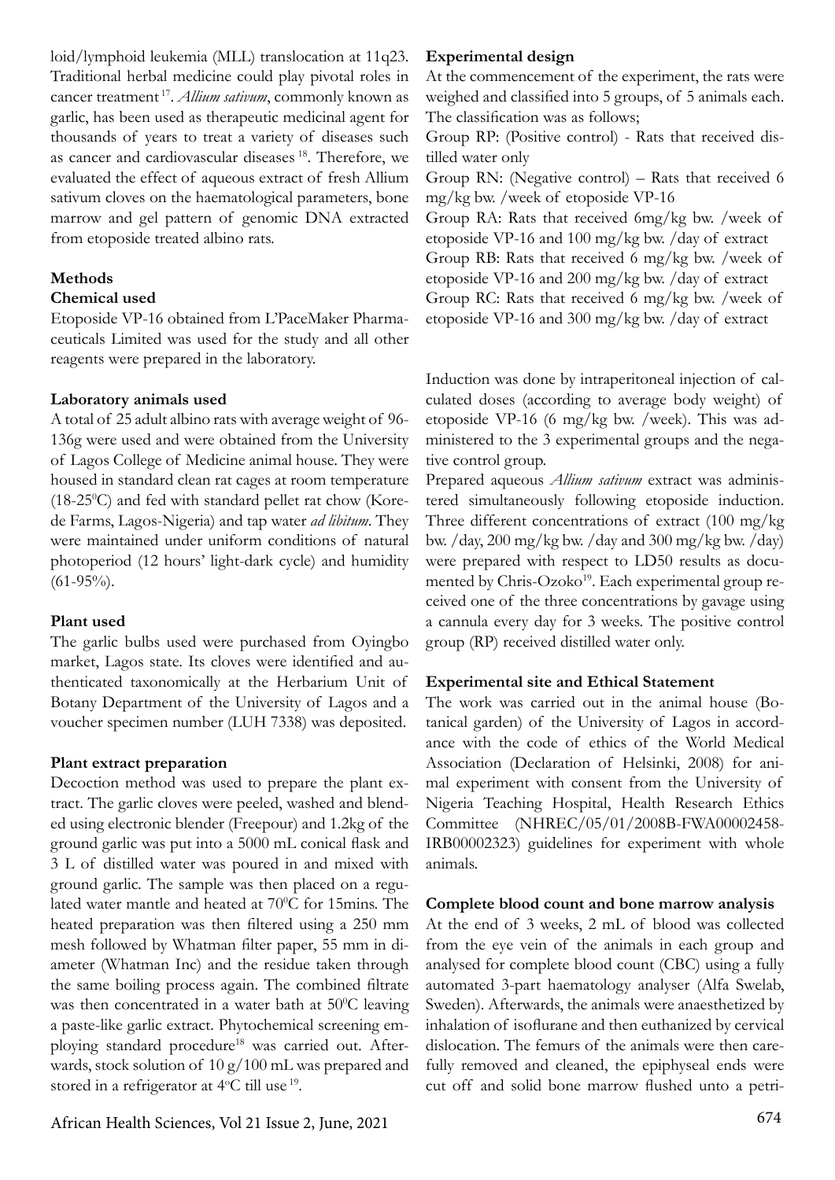loid/lymphoid leukemia (MLL) translocation at 11q23. Traditional herbal medicine could play pivotal roles in cancer treatment [17]. *Allium sativum*, commonly known as garlic, has been used as therapeutic medicinal agent for thousands of years to treat a variety of diseases such as cancer and cardiovascular diseases [18]. Therefore, we evaluated the effect of aqueous extract of fresh Allium sativum cloves on the haematological parameters, bone marrow and gel pattern of genomic DNA extracted from etoposide treated albino rats.

## Methods

### Chemical used

Etoposide VP-16 obtained from L'PaceMaker Pharmaceuticals Limited was used for the study and all other reagents were prepared in the laboratory.

### Laboratory animals used

A total of 25 adult albino rats with average weight of 96-136g were used and were obtained from the University of Lagos College of Medicine animal house. They were housed in standard clean rat cages at room temperature (18-25$^0$C) and fed with standard pellet rat chow (Korede Farms, Lagos-Nigeria) and tap water *ad libitum*. They were maintained under uniform conditions of natural photoperiod (12 hours' light-dark cycle) and humidity (61-95%).

### Plant used

The garlic bulbs used were purchased from Oyingbo market, Lagos state. Its cloves were identified and authenticated taxonomically at the Herbarium Unit of Botany Department of the University of Lagos and a voucher specimen number (LUH 7338) was deposited.

### Plant extract preparation

Decoction method was used to prepare the plant extract. The garlic cloves were peeled, washed and blended using electronic blender (Freepour) and 1.2kg of the ground garlic was put into a 5000 mL conical flask and 3 L of distilled water was poured in and mixed with ground garlic. The sample was then placed on a regulated water mantle and heated at 70$^0$C for 15mins. The heated preparation was then filtered using a 250 mm mesh followed by Whatman filter paper, 55 mm in diameter (Whatman Inc) and the residue taken through the same boiling process again. The combined filtrate was then concentrated in a water bath at 50$^0$C leaving a paste-like garlic extract. Phytochemical screening employing standard procedure[18] was carried out. Afterwards, stock solution of 10 g/100 mL was prepared and stored in a refrigerator at 4$^o$C till use [19].

### Experimental design

At the commencement of the experiment, the rats were weighed and classified into 5 groups, of 5 animals each. The classification was as follows;

Group RP: (Positive control) - Rats that received distilled water only

Group RN: (Negative control) – Rats that received 6 mg/kg bw. /week of etoposide VP-16

Group RA: Rats that received 6mg/kg bw. /week of etoposide VP-16 and 100 mg/kg bw. /day of extract

Group RB: Rats that received 6 mg/kg bw. /week of etoposide VP-16 and 200 mg/kg bw. /day of extract

Group RC: Rats that received 6 mg/kg bw. /week of etoposide VP-16 and 300 mg/kg bw. /day of extract

Induction was done by intraperitoneal injection of calculated doses (according to average body weight) of etoposide VP-16 (6 mg/kg bw. /week). This was administered to the 3 experimental groups and the negative control group.

Prepared aqueous *Allium sativum* extract was administered simultaneously following etoposide induction. Three different concentrations of extract (100 mg/kg bw. /day, 200 mg/kg bw. /day and 300 mg/kg bw. /day) were prepared with respect to LD50 results as documented by Chris-Ozoko[19]. Each experimental group received one of the three concentrations by gavage using a cannula every day for 3 weeks. The positive control group (RP) received distilled water only.

### Experimental site and Ethical Statement

The work was carried out in the animal house (Botanical garden) of the University of Lagos in accordance with the code of ethics of the World Medical Association (Declaration of Helsinki, 2008) for animal experiment with consent from the University of Nigeria Teaching Hospital, Health Research Ethics Committee (NHREC/05/01/2008B-FWA00002458-IRB00002323) guidelines for experiment with whole animals.

### Complete blood count and bone marrow analysis

At the end of 3 weeks, 2 mL of blood was collected from the eye vein of the animals in each group and analysed for complete blood count (CBC) using a fully automated 3-part haematology analyser (Alfa Swelab, Sweden). Afterwards, the animals were anaesthetized by inhalation of isoflurane and then euthanized by cervical dislocation. The femurs of the animals were then carefully removed and cleaned, the epiphyseal ends were cut off and solid bone marrow flushed unto a petri-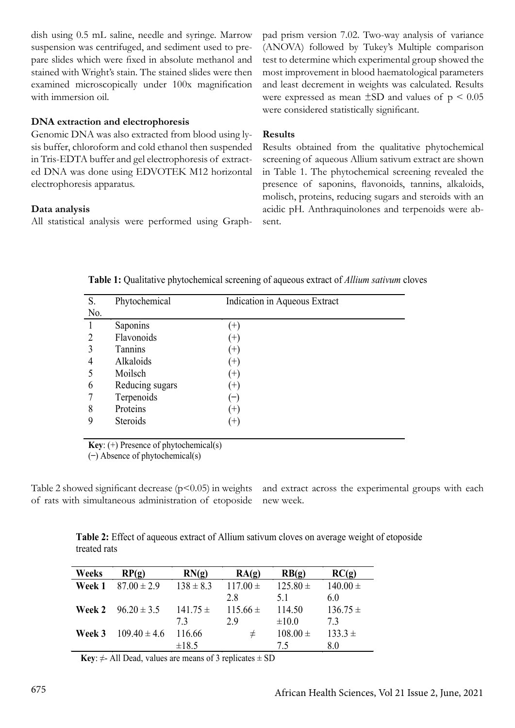dish using 0.5 mL saline, needle and syringe. Marrow suspension was centrifuged, and sediment used to prepare slides which were fixed in absolute methanol and stained with Wright's stain. The stained slides were then examined microscopically under 100x magnification with immersion oil.

**DNA extraction and electrophoresis**

Genomic DNA was also extracted from blood using lysis buffer, chloroform and cold ethanol then suspended in Tris-EDTA buffer and gel electrophoresis of extracted DNA was done using EDVOTEK M12 horizontal electrophoresis apparatus.

**Data analysis**

All statistical analysis were performed using Graphpad prism version 7.02. Two-way analysis of variance (ANOVA) followed by Tukey's Multiple comparison test to determine which experimental group showed the most improvement in blood haematological parameters and least decrement in weights was calculated. Results were expressed as mean ±SD and values of $p < 0.05$ were considered statistically significant.

**Results**

Results obtained from the qualitative phytochemical screening of aqueous Allium sativum extract are shown in Table 1. The phytochemical screening revealed the presence of saponins, flavonoids, tannins, alkaloids, molisch, proteins, reducing sugars and steroids with an acidic pH. Anthraquinolones and terpenoids were absent.

**Table 1:** Qualitative phytochemical screening of aqueous extract of *Allium sativum* cloves

| S. No. | Phytochemical | Indication in Aqueous Extract |
|---|---|---|
| 1 | Saponins | (+) |
| 2 | Flavonoids | (+) |
| 3 | Tannins | (+) |
| 4 | Alkaloids | (+) |
| 5 | Moilsch | (+) |
| 6 | Reducing sugars | (+) |
| 7 | Terpenoids | (−) |
| 8 | Proteins | (+) |
| 9 | Steroids | (+) |

**Key**: (+) Presence of phytochemical(s)
(−) Absence of phytochemical(s)

Table 2 showed significant decrease ($p<0.05$) in weights of rats with simultaneous administration of etoposide and extract across the experimental groups with each new week.

**Table 2:** Effect of aqueous extract of Allium sativum cloves on average weight of etoposide treated rats

| Weeks | RP(g) | RN(g) | RA(g) | RB(g) | RC(g) |
|---|---|---|---|---|---|
| **Week 1** | 87.00 ± 2.9 | 138 ± 8.3 | 117.00 ± 2.8 | 125.80 ± 5.1 | 140.00 ± 6.0 |
| **Week 2** | 96.20 ± 3.5 | 141.75 ± 7.3 | 115.66 ± 2.9 | 114.50 ±10.0 | 136.75 ± 7.3 |
| **Week 3** | 109.40 ± 4.6 | 116.66 ±18.5 | ≠ | 108.00 ± 7.5 | 133.3 ± 8.0 |

**Key**: ≠- All Dead, values are means of 3 replicates ± SD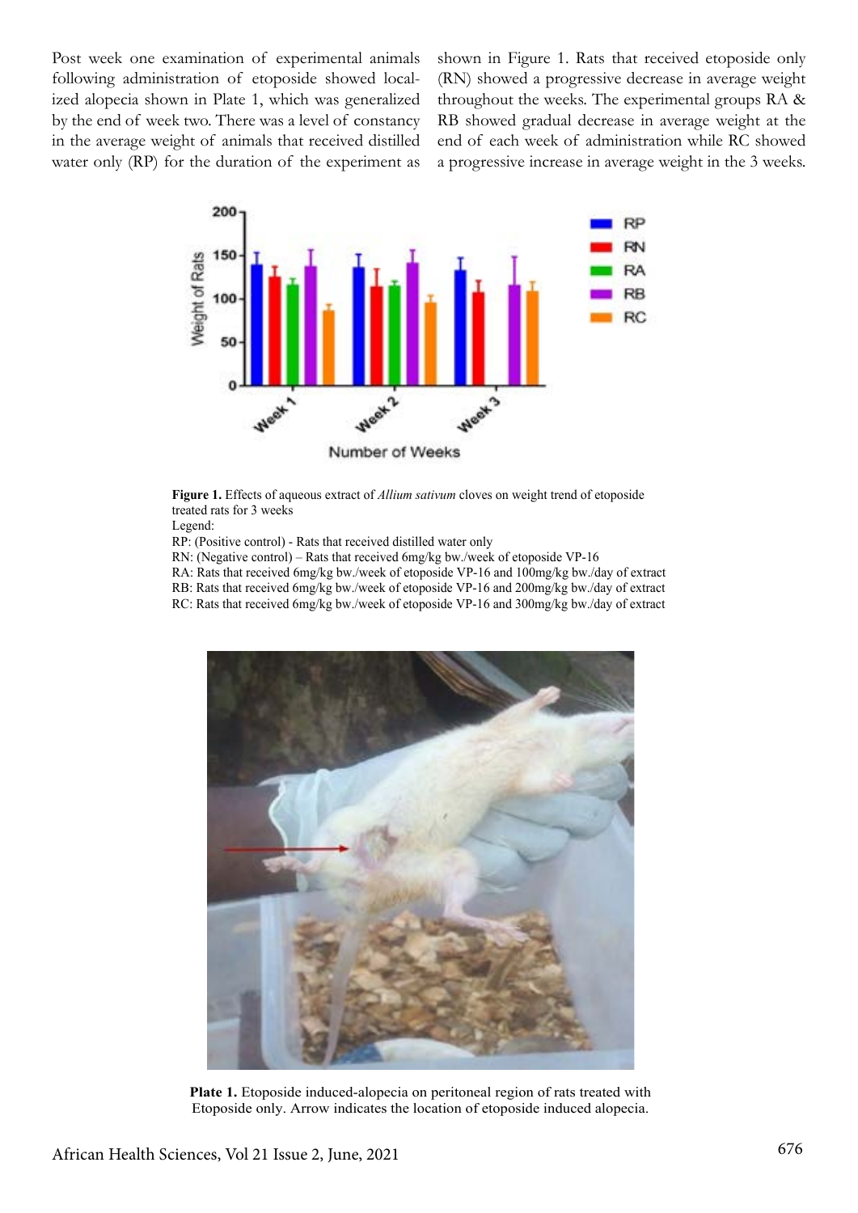Post week one examination of experimental animals following administration of etoposide showed localized alopecia shown in Plate 1, which was generalized by the end of week two. There was a level of constancy in the average weight of animals that received distilled water only (RP) for the duration of the experiment as shown in Figure 1. Rats that received etoposide only (RN) showed a progressive decrease in average weight throughout the weeks. The experimental groups RA & RB showed gradual decrease in average weight at the end of each week of administration while RC showed a progressive increase in average weight in the 3 weeks.

**Figure 1.** Effects of aqueous extract of *Allium sativum* cloves on weight trend of etoposide treated rats for 3 weeks

Legend:

RP: (Positive control) - Rats that received distilled water only

RN: (Negative control) – Rats that received 6mg/kg bw./week of etoposide VP-16

RA: Rats that received 6mg/kg bw./week of etoposide VP-16 and 100mg/kg bw./day of extract

RB: Rats that received 6mg/kg bw./week of etoposide VP-16 and 200mg/kg bw./day of extract

RC: Rats that received 6mg/kg bw./week of etoposide VP-16 and 300mg/kg bw./day of extract

**Plate 1.** Etoposide induced-alopecia on peritoneal region of rats treated with Etoposide only. Arrow indicates the location of etoposide induced alopecia.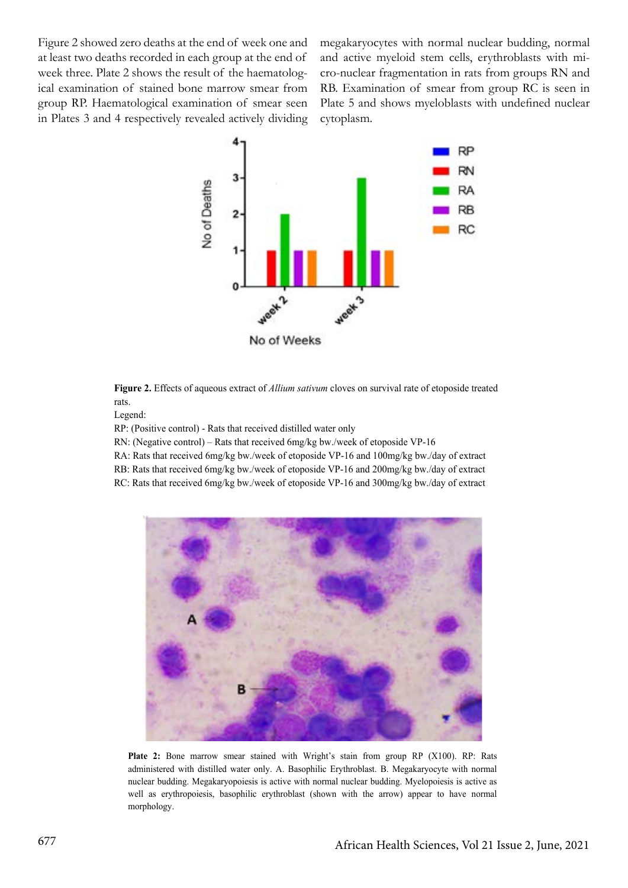Figure 2 showed zero deaths at the end of week one and at least two deaths recorded in each group at the end of week three. Plate 2 shows the result of the haematological examination of stained bone marrow smear from group RP. Haematological examination of smear seen in Plates 3 and 4 respectively revealed actively dividing megakaryocytes with normal nuclear budding, normal and active myeloid stem cells, erythroblasts with micro-nuclear fragmentation in rats from groups RN and RB. Examination of smear from group RC is seen in Plate 5 and shows myeloblasts with undefined nuclear cytoplasm.

**Figure 2.** Effects of aqueous extract of *Allium sativum* cloves on survival rate of etoposide treated rats.

Legend:

RP: (Positive control) - Rats that received distilled water only

RN: (Negative control) – Rats that received 6mg/kg bw./week of etoposide VP-16

RA: Rats that received 6mg/kg bw./week of etoposide VP-16 and 100mg/kg bw./day of extract

RB: Rats that received 6mg/kg bw./week of etoposide VP-16 and 200mg/kg bw./day of extract

RC: Rats that received 6mg/kg bw./week of etoposide VP-16 and 300mg/kg bw./day of extract

**Plate 2:** Bone marrow smear stained with Wright's stain from group RP (X100). RP: Rats administered with distilled water only. A. Basophilic Erythroblast. B. Megakaryocyte with normal nuclear budding. Megakaryopoiesis is active with normal nuclear budding. Myelopoiesis is active as well as erythropoiesis, basophilic erythroblast (shown with the arrow) appear to have normal morphology.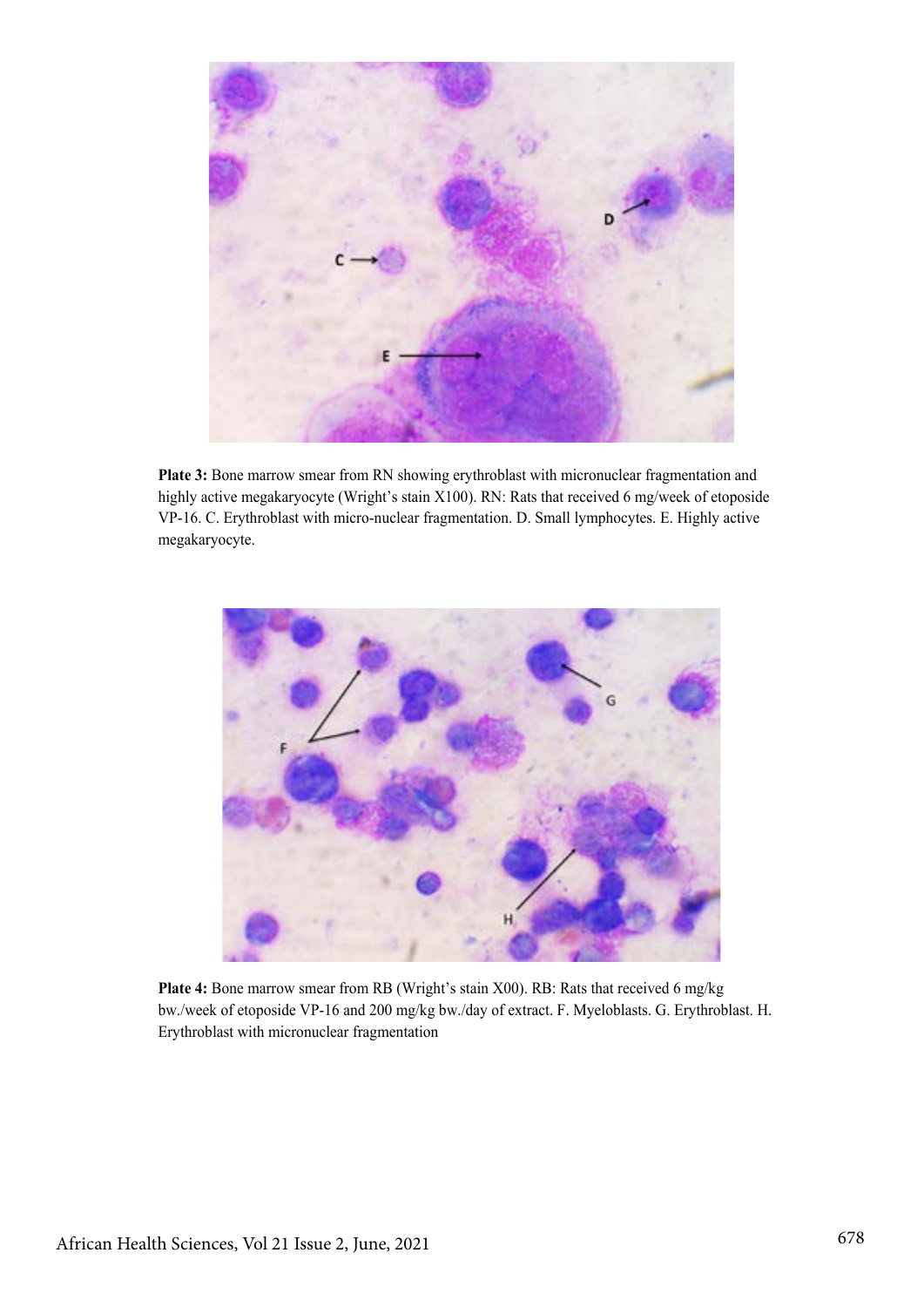**Plate 3:** Bone marrow smear from RN showing erythroblast with micronuclear fragmentation and highly active megakaryocyte (Wright's stain X100). RN: Rats that received 6 mg/week of etoposide VP-16. C. Erythroblast with micro-nuclear fragmentation. D. Small lymphocytes. E. Highly active megakaryocyte.

**Plate 4:** Bone marrow smear from RB (Wright's stain X00). RB: Rats that received 6 mg/kg bw./week of etoposide VP-16 and 200 mg/kg bw./day of extract. F. Myeloblasts. G. Erythroblast. H. Erythroblast with micronuclear fragmentation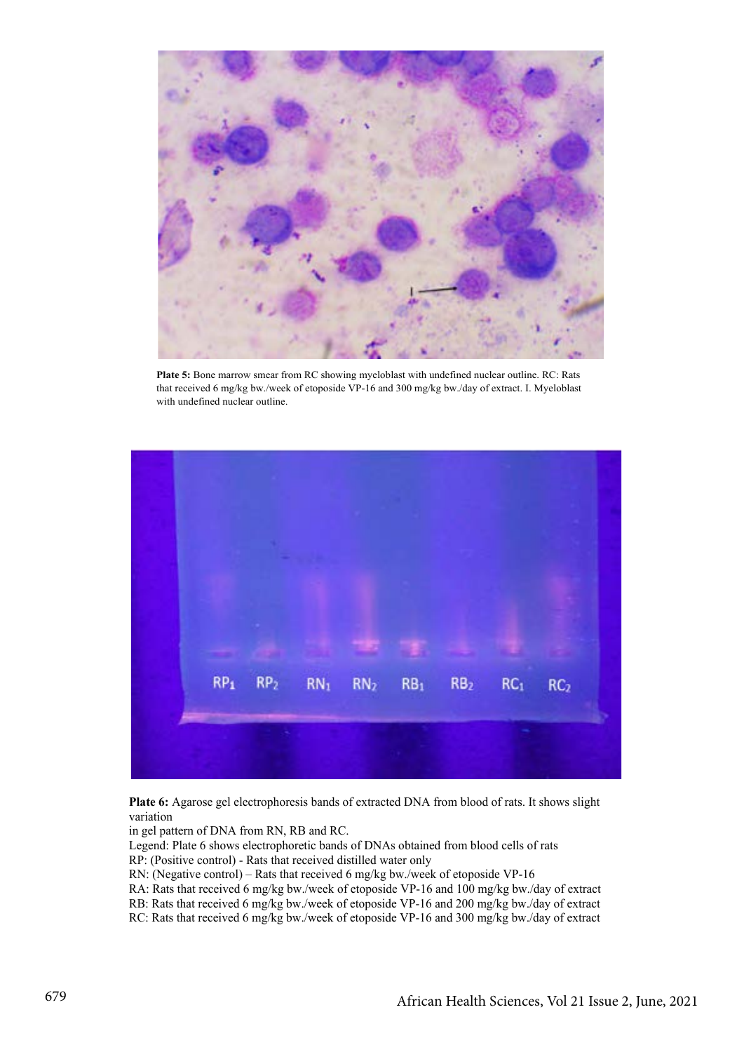**Plate 5:** Bone marrow smear from RC showing myeloblast with undefined nuclear outline. RC: Rats that received 6 mg/kg bw./week of etoposide VP-16 and 300 mg/kg bw./day of extract. I. Myeloblast with undefined nuclear outline.

**Plate 6:** Agarose gel electrophoresis bands of extracted DNA from blood of rats. It shows slight variation

in gel pattern of DNA from RN, RB and RC.

Legend: Plate 6 shows electrophoretic bands of DNAs obtained from blood cells of rats

RP: (Positive control) - Rats that received distilled water only

RN: (Negative control) – Rats that received 6 mg/kg bw./week of etoposide VP-16

RA: Rats that received 6 mg/kg bw./week of etoposide VP-16 and 100 mg/kg bw./day of extract

RB: Rats that received 6 mg/kg bw./week of etoposide VP-16 and 200 mg/kg bw./day of extract

RC: Rats that received 6 mg/kg bw./week of etoposide VP-16 and 300 mg/kg bw./day of extract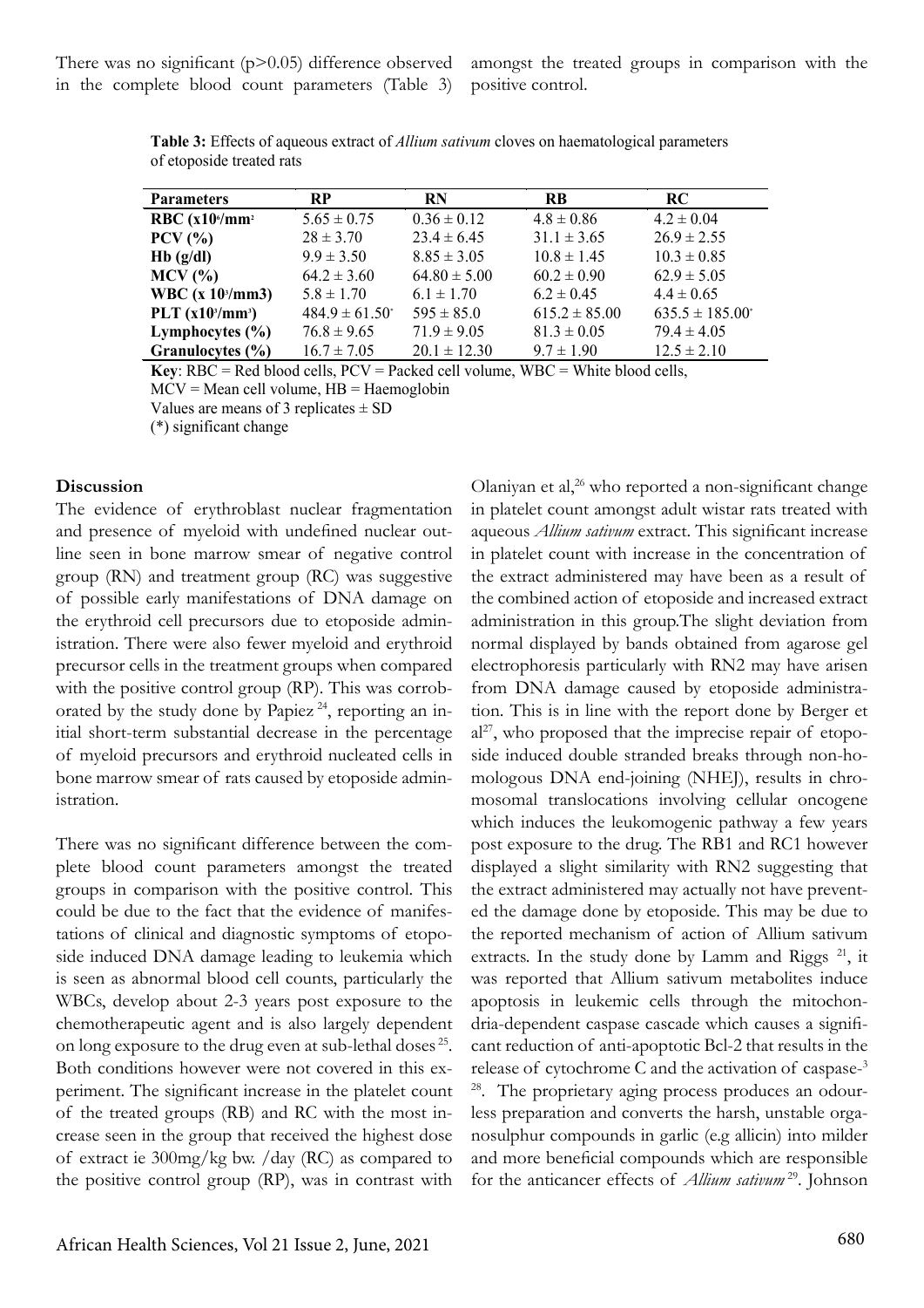There was no significant (p>0.05) difference observed in the complete blood count parameters (Table 3) amongst the treated groups in comparison with the positive control.

**Table 3:** Effects of aqueous extract of *Allium sativum* cloves on haematological parameters of etoposide treated rats

| Parameters | RP | RN | RB | RC |
|---|---|---|---|---|
| **RBC ($x10^6/mm^3$)** | 5.65 ± 0.75 | 0.36 ± 0.12 | 4.8 ± 0.86 | 4.2 ± 0.04 |
| **PCV (%)** | 28 ± 3.70 | 23.4 ± 6.45 | 31.1 ± 3.65 | 26.9 ± 2.55 |
| **Hb (g/dl)** | 9.9 ± 3.50 | 8.85 ± 3.05 | 10.8 ± 1.45 | 10.3 ± 0.85 |
| **MCV (%)** | 64.2 ± 3.60 | 64.80 ± 5.00 | 60.2 ± 0.90 | 62.9 ± 5.05 |
| **WBC ($x\ 10^3/mm3$)** | 5.8 ± 1.70 | 6.1 ± 1.70 | 6.2 ± 0.45 | 4.4 ± 0.65 |
| **PLT ($x10^3/mm^3$)** | 484.9 ± 61.50* | 595 ± 85.0 | 615.2 ± 85.00 | 635.5 ± 185.00* |
| **Lymphocytes (%)** | 76.8 ± 9.65 | 71.9 ± 9.05 | 81.3 ± 0.05 | 79.4 ± 4.05 |
| **Granulocytes (%)** | 16.7 ± 7.05 | 20.1 ± 12.30 | 9.7 ± 1.90 | 12.5 ± 2.10 |

**Key**: RBC = Red blood cells, PCV = Packed cell volume, WBC = White blood cells, MCV = Mean cell volume, HB = Haemoglobin

Values are means of 3 replicates ± SD

(*) significant change

## Discussion

The evidence of erythroblast nuclear fragmentation and presence of myeloid with undefined nuclear outline seen in bone marrow smear of negative control group (RN) and treatment group (RC) was suggestive of possible early manifestations of DNA damage on the erythroid cell precursors due to etoposide administration. There were also fewer myeloid and erythroid precursor cells in the treatment groups when compared with the positive control group (RP). This was corroborated by the study done by Papiez [24], reporting an initial short-term substantial decrease in the percentage of myeloid precursors and erythroid nucleated cells in bone marrow smear of rats caused by etoposide administration.

There was no significant difference between the complete blood count parameters amongst the treated groups in comparison with the positive control. This could be due to the fact that the evidence of manifestations of clinical and diagnostic symptoms of etoposide induced DNA damage leading to leukemia which is seen as abnormal blood cell counts, particularly the WBCs, develop about 2-3 years post exposure to the chemotherapeutic agent and is also largely dependent on long exposure to the drug even at sub-lethal doses [25]. Both conditions however were not covered in this experiment. The significant increase in the platelet count of the treated groups (RB) and RC with the most increase seen in the group that received the highest dose of extract ie 300mg/kg bw. /day (RC) as compared to the positive control group (RP), was in contrast with Olaniyan et al,[26] who reported a non-significant change in platelet count amongst adult wistar rats treated with aqueous *Allium sativum* extract. This significant increase in platelet count with increase in the concentration of the extract administered may have been as a result of the combined action of etoposide and increased extract administration in this group.The slight deviation from normal displayed by bands obtained from agarose gel electrophoresis particularly with RN2 may have arisen from DNA damage caused by etoposide administration. This is in line with the report done by Berger et al[27], who proposed that the imprecise repair of etoposide induced double stranded breaks through non-homologous DNA end-joining (NHEJ), results in chromosomal translocations involving cellular oncogene which induces the leukomogenic pathway a few years post exposure to the drug. The RB1 and RC1 however displayed a slight similarity with RN2 suggesting that the extract administered may actually not have prevented the damage done by etoposide. This may be due to the reported mechanism of action of Allium sativum extracts. In the study done by Lamm and Riggs [21], it was reported that Allium sativum metabolites induce apoptosis in leukemic cells through the mitochondria-dependent caspase cascade which causes a significant reduction of anti-apoptotic Bcl-2 that results in the release of cytochrome C and the activation of caspase-3 [28]. The proprietary aging process produces an odourless preparation and converts the harsh, unstable organosulphur compounds in garlic (e.g allicin) into milder and more beneficial compounds which are responsible for the anticancer effects of *Allium sativum* [29]. Johnson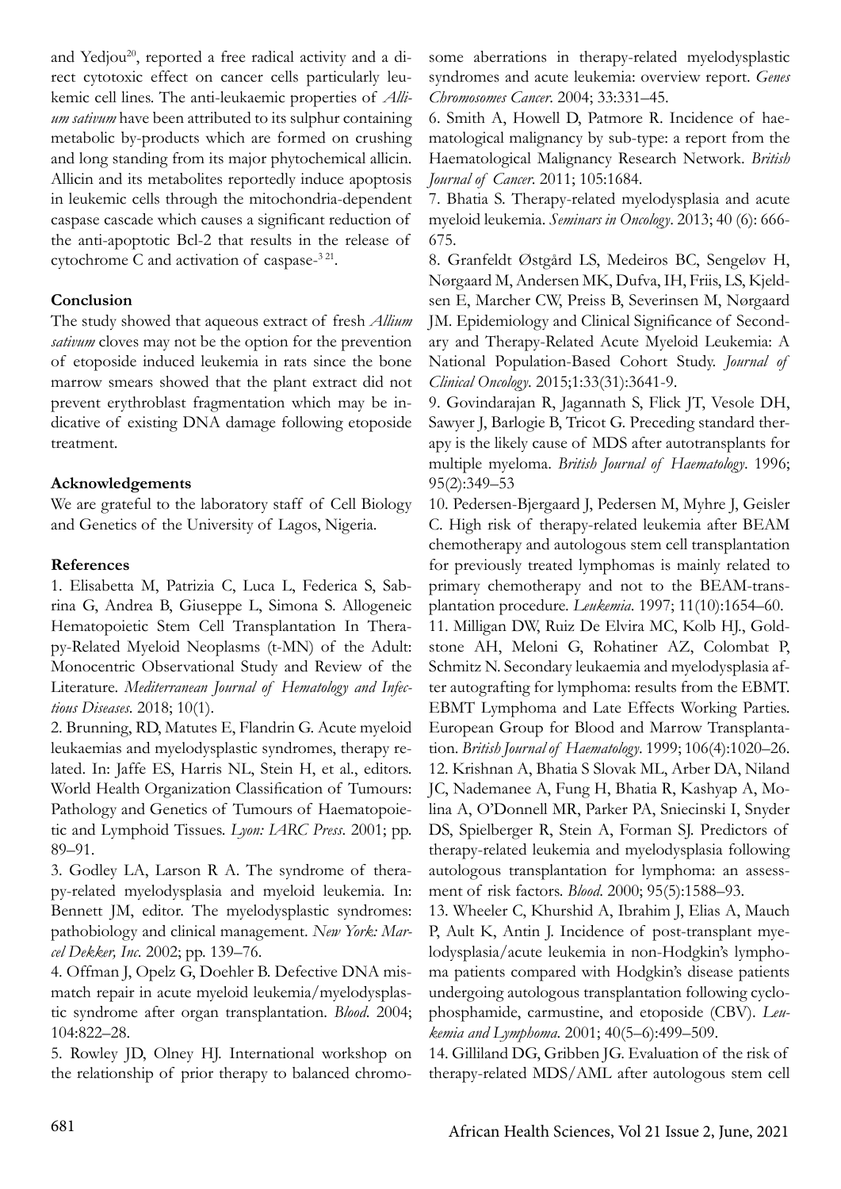and Yedjou[20], reported a free radical activity and a direct cytotoxic effect on cancer cells particularly leukemic cell lines. The anti-leukaemic properties of *Allium sativum* have been attributed to its sulphur containing metabolic by-products which are formed on crushing and long standing from its major phytochemical allicin. Allicin and its metabolites reportedly induce apoptosis in leukemic cells through the mitochondria-dependent caspase cascade which causes a significant reduction of the anti-apoptotic Bcl-2 that results in the release of cytochrome C and activation of caspase-3 [21].

## Conclusion

The study showed that aqueous extract of fresh *Allium sativum* cloves may not be the option for the prevention of etoposide induced leukemia in rats since the bone marrow smears showed that the plant extract did not prevent erythroblast fragmentation which may be indicative of existing DNA damage following etoposide treatment.

## Acknowledgements

We are grateful to the laboratory staff of Cell Biology and Genetics of the University of Lagos, Nigeria.

## References

1. Elisabetta M, Patrizia C, Luca L, Federica S, Sabrina G, Andrea B, Giuseppe L, Simona S. Allogeneic Hematopoietic Stem Cell Transplantation In Therapy-Related Myeloid Neoplasms (t-MN) of the Adult: Monocentric Observational Study and Review of the Literature. *Mediterranean Journal of Hematology and Infectious Diseases*. 2018; 10(1).

2. Brunning, RD, Matutes E, Flandrin G. Acute myeloid leukaemias and myelodysplastic syndromes, therapy related. In: Jaffe ES, Harris NL, Stein H, et al., editors. World Health Organization Classification of Tumours: Pathology and Genetics of Tumours of Haematopoietic and Lymphoid Tissues. *Lyon: IARC Press*. 2001; pp. 89–91.

3. Godley LA, Larson R A. The syndrome of therapy-related myelodysplasia and myeloid leukemia. In: Bennett JM, editor. The myelodysplastic syndromes: pathobiology and clinical management. *New York: Marcel Dekker, Inc*. 2002; pp. 139–76.

4. Offman J, Opelz G, Doehler B. Defective DNA mismatch repair in acute myeloid leukemia/myelodysplastic syndrome after organ transplantation. *Blood*. 2004; 104:822–28.

5. Rowley JD, Olney HJ. International workshop on the relationship of prior therapy to balanced chromosome aberrations in therapy-related myelodysplastic syndromes and acute leukemia: overview report. *Genes Chromosomes Cancer*. 2004; 33:331–45.

6. Smith A, Howell D, Patmore R. Incidence of haematological malignancy by sub-type: a report from the Haematological Malignancy Research Network. *British Journal of Cancer*. 2011; 105:1684.

7. Bhatia S. Therapy-related myelodysplasia and acute myeloid leukemia. *Seminars in Oncology*. 2013; 40 (6): 666-675.

8. Granfeldt Østgård LS, Medeiros BC, Sengeløv H, Nørgaard M, Andersen MK, Dufva, IH, Friis, LS, Kjeldsen E, Marcher CW, Preiss B, Severinsen M, Nørgaard JM. Epidemiology and Clinical Significance of Secondary and Therapy-Related Acute Myeloid Leukemia: A National Population-Based Cohort Study. *Journal of Clinical Oncology*. 2015;1:33(31):3641-9.

9. Govindarajan R, Jagannath S, Flick JT, Vesole DH, Sawyer J, Barlogie B, Tricot G. Preceding standard therapy is the likely cause of MDS after autotransplants for multiple myeloma. *British Journal of Haematology*. 1996; 95(2):349–53

10. Pedersen-Bjergaard J, Pedersen M, Myhre J, Geisler C. High risk of therapy-related leukemia after BEAM chemotherapy and autologous stem cell transplantation for previously treated lymphomas is mainly related to primary chemotherapy and not to the BEAM-transplantation procedure. *Leukemia*. 1997; 11(10):1654–60.

11. Milligan DW, Ruiz De Elvira MC, Kolb HJ., Goldstone AH, Meloni G, Rohatiner AZ, Colombat P, Schmitz N. Secondary leukaemia and myelodysplasia after autografting for lymphoma: results from the EBMT. EBMT Lymphoma and Late Effects Working Parties. European Group for Blood and Marrow Transplantation. *British Journal of Haematology*. 1999; 106(4):1020–26.

12. Krishnan A, Bhatia S Slovak ML, Arber DA, Niland JC, Nademanee A, Fung H, Bhatia R, Kashyap A, Molina A, O'Donnell MR, Parker PA, Sniecinski I, Snyder DS, Spielberger R, Stein A, Forman SJ. Predictors of therapy-related leukemia and myelodysplasia following autologous transplantation for lymphoma: an assessment of risk factors. *Blood*. 2000; 95(5):1588–93.

13. Wheeler C, Khurshid A, Ibrahim J, Elias A, Mauch P, Ault K, Antin J. Incidence of post-transplant myelodysplasia/acute leukemia in non-Hodgkin's lymphoma patients compared with Hodgkin's disease patients undergoing autologous transplantation following cyclophosphamide, carmustine, and etoposide (CBV). *Leukemia and Lymphoma*. 2001; 40(5–6):499–509.

14. Gilliland DG, Gribben JG. Evaluation of the risk of therapy-related MDS/AML after autologous stem cell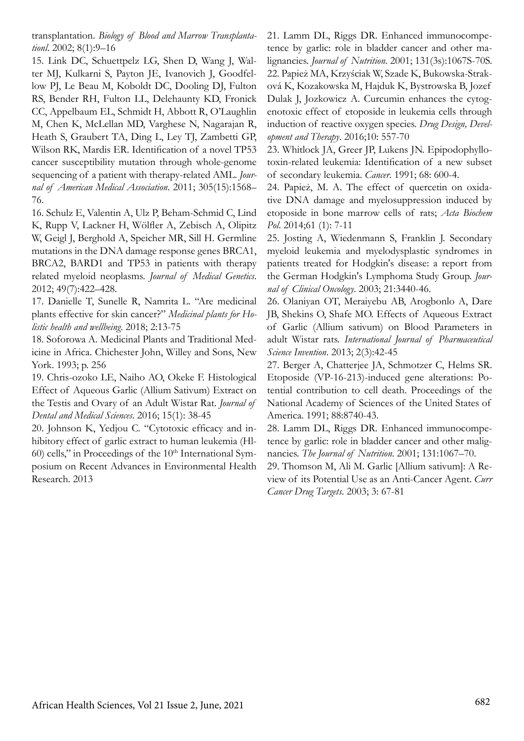transplantation. *Biology of Blood and Marrow Transplantationl*. 2002; 8(1):9–16

15. Link DC, Schuettpelz LG, Shen D, Wang J, Walter MJ, Kulkarni S, Payton JE, Ivanovich J, Goodfellow PJ, Le Beau M, Koboldt DC, Dooling DJ, Fulton RS, Bender RH, Fulton LL, Delehaunty KD, Fronick CC, Appelbaum EL, Schmidt H, Abbott R, O'Laughlin M, Chen K, McLellan MD, Varghese N, Nagarajan R, Heath S, Graubert TA, Ding L, Ley TJ, Zambetti GP, Wilson RK, Mardis ER. Identification of a novel TP53 cancer susceptibility mutation through whole-genome sequencing of a patient with therapy-related AML. *Journal of American Medical Association*. 2011; 305(15):1568–76.

16. Schulz E, Valentin A, Ulz P, Beham-Schmid C, Lind K, Rupp V, Lackner H, Wölfler A, Zebisch A, Olipitz W, Geigl J, Berghold A, Speicher MR, Sill H. Germline mutations in the DNA damage response genes BRCA1, BRCA2, BARD1 and TP53 in patients with therapy related myeloid neoplasms. *Journal of Medical Genetics*. 2012; 49(7):422–428.

17. Danielle T, Sunelle R, Namrita L. "Are medicinal plants effective for skin cancer?" *Medicinal plants for Holistic health and wellbeing*. 2018; 2:13-75

18. Soforowa A. Medicinal Plants and Traditional Medicine in Africa. Chichester John, Willey and Sons, New York. 1993; p. 256

19. Chris-ozoko LE, Naiho AO, Okeke F. Histological Effect of Aqueous Garlic (Allium Sativum) Extract on the Testis and Ovary of an Adult Wistar Rat. *Journal of Dental and Medical Sciences*. 2016; 15(1): 38-45

20. Johnson K, Yedjou C. "Cytotoxic efficacy and inhibitory effect of garlic extract to human leukemia (Hl-60) cells," in Proceedings of the 10th International Symposium on Recent Advances in Environmental Health Research. 2013

21. Lamm DL, Riggs DR. Enhanced immunocompetence by garlic: role in bladder cancer and other malignancies. *Journal of Nutrition*. 2001; 131(3s):1067S-70S.

22. Papież MA, Krzyściak W, Szade K, Bukowska-Straková K, Kozakowska M, Hajduk K, Bystrowska B, Jozef Dulak J, Jozkowicz A. Curcumin enhances the cytogenotoxic effect of etoposide in leukemia cells through induction of reactive oxygen species. *Drug Design, Development and Therapy*. 2016;10: 557-70

23. Whitlock JA, Greer JP, Lukens JN. Epipodophyllotoxin-related leukemia: Identification of a new subset of secondary leukemia. *Cancer*. 1991; 68: 600-4.

24. Papież, M. A. The effect of quercetin on oxidative DNA damage and myelosuppression induced by etoposide in bone marrow cells of rats; *Acta Biochem Pol*. 2014;61 (1): 7-11

25. Josting A, Wiedenmann S, Franklin J. Secondary myeloid leukemia and myelodysplastic syndromes in patients treated for Hodgkin's disease: a report from the German Hodgkin's Lymphoma Study Group. *Journal of Clinical Oncology*. 2003; 21:3440-46.

26. Olaniyan OT, Meraiyebu AB, Arogbonlo A, Dare JB, Shekins O, Shafe MO. Effects of Aqueous Extract of Garlic (Allium sativum) on Blood Parameters in adult Wistar rats. *International Journal of Pharmaceutical Science Invention*. 2013; 2(3):42-45

27. Berger A, Chatterjee JA, Schmotzer C, Helms SR. Etoposide (VP-16-213)-induced gene alterations: Potential contribution to cell death. Proceedings of the National Academy of Sciences of the United States of America. 1991; 88:8740-43.

28. Lamm DL, Riggs DR. Enhanced immunocompetence by garlic: role in bladder cancer and other malignancies. *The Journal of Nutrition*. 2001; 131:1067–70.

29. Thomson M, Ali M. Garlic [Allium sativum]: A Review of its Potential Use as an Anti-Cancer Agent. *Curr Cancer Drug Targets*. 2003; 3: 67-81